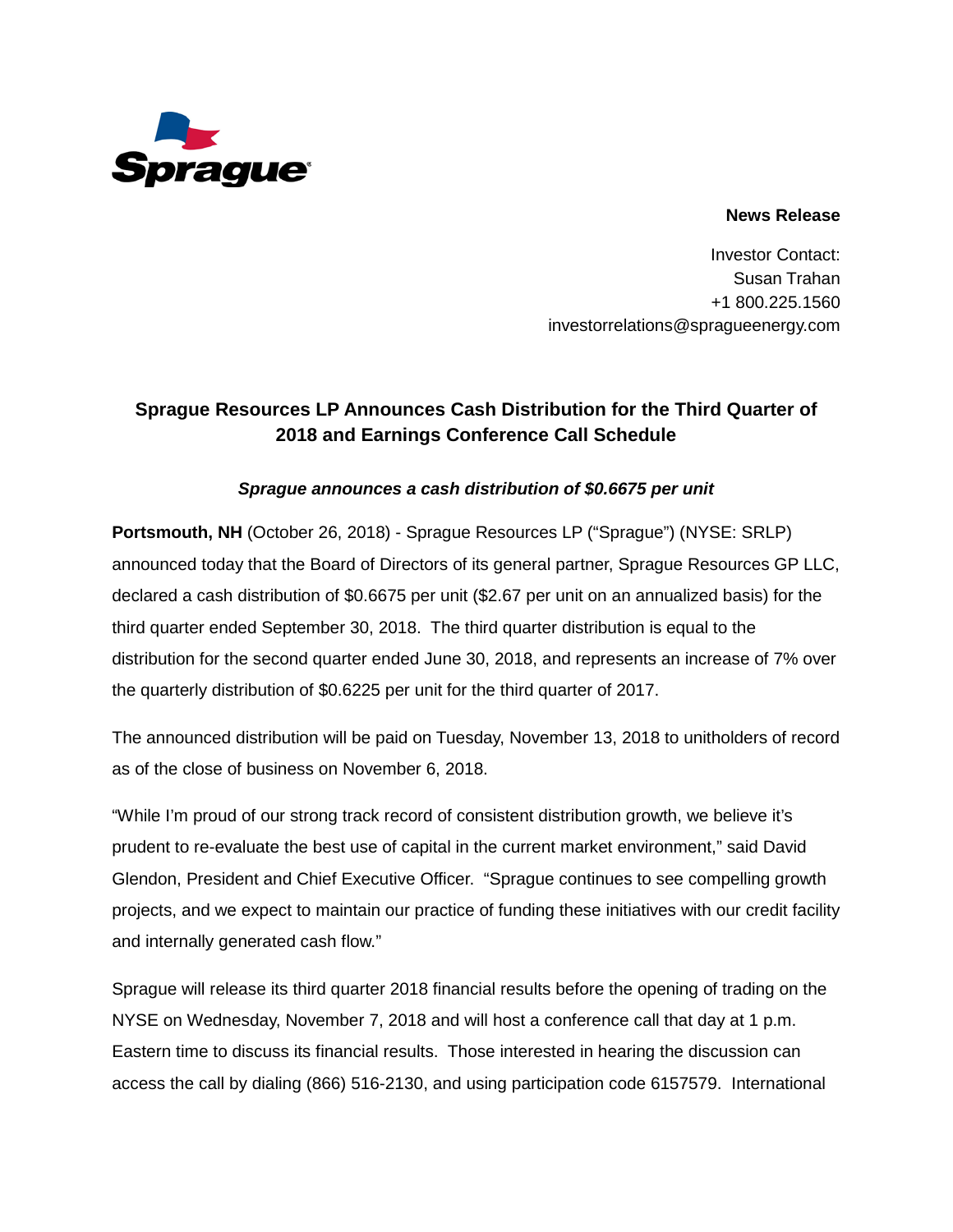Sprague

**News Release**

Investor Contact:
Susan Trahan
+1 800.225.1560
investorrelations@spragueenergy.com

# Sprague Resources LP Announces Cash Distribution for the Third Quarter of 2018 and Earnings Conference Call Schedule

***Sprague announces a cash distribution of $0.6675 per unit***

**Portsmouth, NH** (October 26, 2018) - Sprague Resources LP ("Sprague") (NYSE: SRLP) announced today that the Board of Directors of its general partner, Sprague Resources GP LLC, declared a cash distribution of $0.6675 per unit ($2.67 per unit on an annualized basis) for the third quarter ended September 30, 2018. The third quarter distribution is equal to the distribution for the second quarter ended June 30, 2018, and represents an increase of 7% over the quarterly distribution of $0.6225 per unit for the third quarter of 2017.

The announced distribution will be paid on Tuesday, November 13, 2018 to unitholders of record as of the close of business on November 6, 2018.

"While I'm proud of our strong track record of consistent distribution growth, we believe it's prudent to re-evaluate the best use of capital in the current market environment," said David Glendon, President and Chief Executive Officer. "Sprague continues to see compelling growth projects, and we expect to maintain our practice of funding these initiatives with our credit facility and internally generated cash flow."

Sprague will release its third quarter 2018 financial results before the opening of trading on the NYSE on Wednesday, November 7, 2018 and will host a conference call that day at 1 p.m. Eastern time to discuss its financial results. Those interested in hearing the discussion can access the call by dialing (866) 516-2130, and using participation code 6157579. International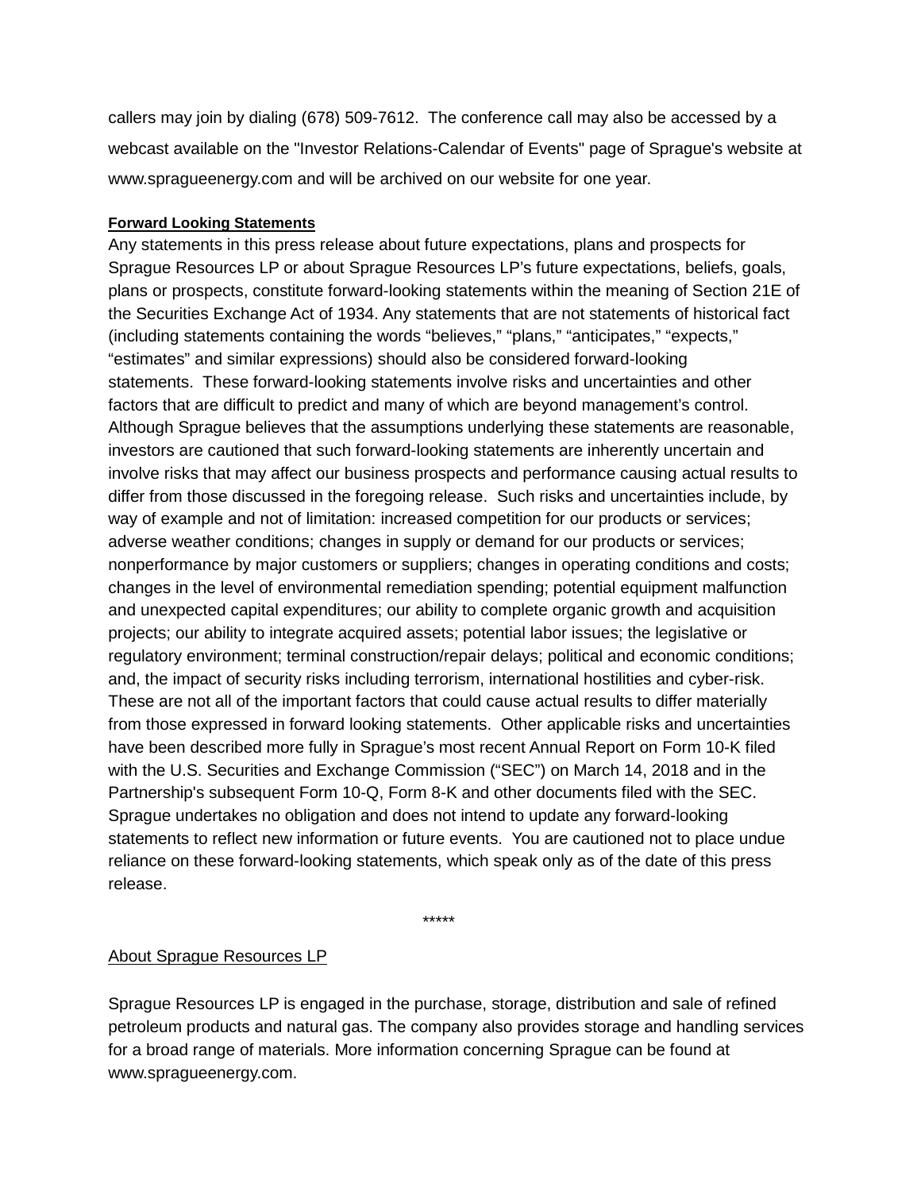callers may join by dialing (678) 509-7612. The conference call may also be accessed by a webcast available on the "Investor Relations-Calendar of Events" page of Sprague's website at www.spragueenergy.com and will be archived on our website for one year.

**Forward Looking Statements**

Any statements in this press release about future expectations, plans and prospects for Sprague Resources LP or about Sprague Resources LP's future expectations, beliefs, goals, plans or prospects, constitute forward-looking statements within the meaning of Section 21E of the Securities Exchange Act of 1934. Any statements that are not statements of historical fact (including statements containing the words "believes," "plans," "anticipates," "expects," "estimates" and similar expressions) should also be considered forward-looking statements. These forward-looking statements involve risks and uncertainties and other factors that are difficult to predict and many of which are beyond management's control. Although Sprague believes that the assumptions underlying these statements are reasonable, investors are cautioned that such forward-looking statements are inherently uncertain and involve risks that may affect our business prospects and performance causing actual results to differ from those discussed in the foregoing release. Such risks and uncertainties include, by way of example and not of limitation: increased competition for our products or services; adverse weather conditions; changes in supply or demand for our products or services; nonperformance by major customers or suppliers; changes in operating conditions and costs; changes in the level of environmental remediation spending; potential equipment malfunction and unexpected capital expenditures; our ability to complete organic growth and acquisition projects; our ability to integrate acquired assets; potential labor issues; the legislative or regulatory environment; terminal construction/repair delays; political and economic conditions; and, the impact of security risks including terrorism, international hostilities and cyber-risk. These are not all of the important factors that could cause actual results to differ materially from those expressed in forward looking statements. Other applicable risks and uncertainties have been described more fully in Sprague's most recent Annual Report on Form 10-K filed with the U.S. Securities and Exchange Commission ("SEC") on March 14, 2018 and in the Partnership's subsequent Form 10-Q, Form 8-K and other documents filed with the SEC. Sprague undertakes no obligation and does not intend to update any forward-looking statements to reflect new information or future events. You are cautioned not to place undue reliance on these forward-looking statements, which speak only as of the date of this press release.

*****

About Sprague Resources LP

Sprague Resources LP is engaged in the purchase, storage, distribution and sale of refined petroleum products and natural gas. The company also provides storage and handling services for a broad range of materials. More information concerning Sprague can be found at www.spragueenergy.com.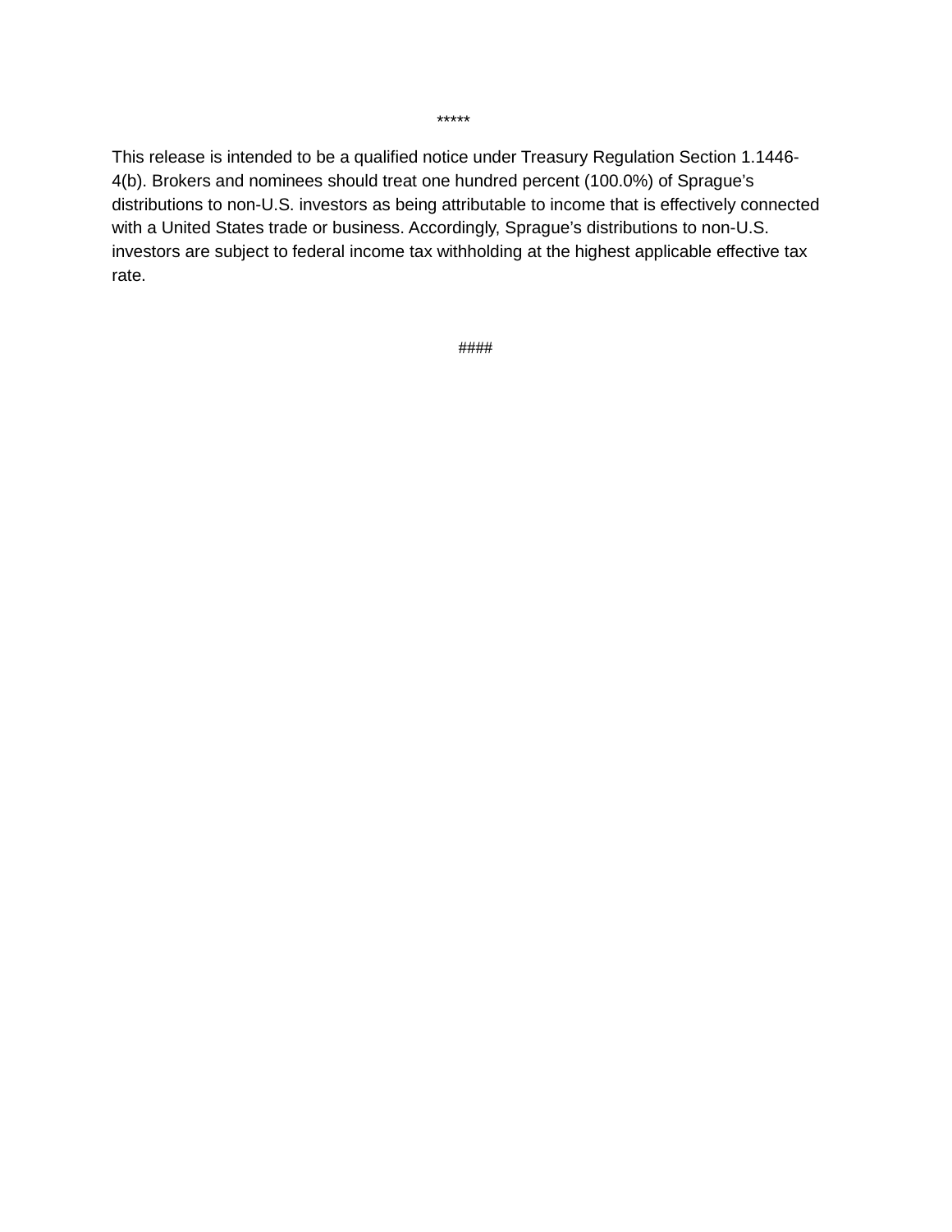*****

This release is intended to be a qualified notice under Treasury Regulation Section 1.1446-4(b). Brokers and nominees should treat one hundred percent (100.0%) of Sprague's distributions to non-U.S. investors as being attributable to income that is effectively connected with a United States trade or business. Accordingly, Sprague's distributions to non-U.S. investors are subject to federal income tax withholding at the highest applicable effective tax rate.

####